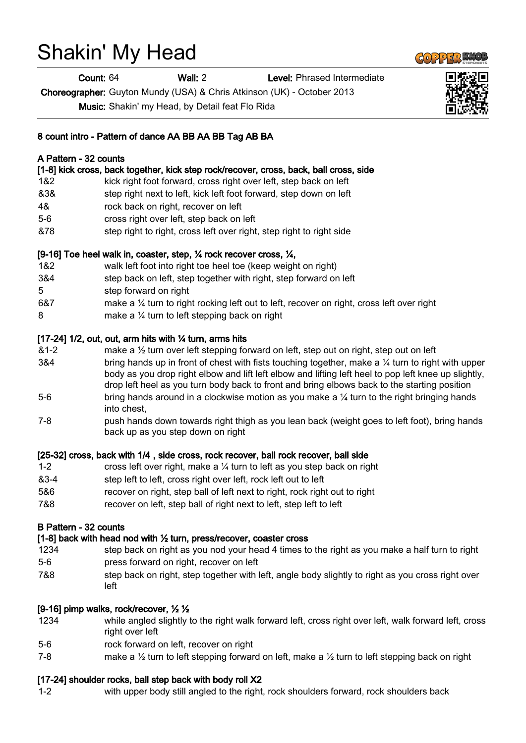# Shakin' My Head

**Count:** 64 **Wall:** 2 **Level:** Phrased Intermediate

**Choreographer:** Guyton Mundy (USA) & Chris Atkinson (UK) - October 2013

**Music:** Shakin' my Head, by Detail feat Flo Rida

**8 count intro - Pattern of dance AA BB AA BB Tag AB BA**

**A Pattern - 32 counts**

**[1-8] kick cross, back together, kick step rock/recover, cross, back, ball cross, side**

| | |
|---|---|
| 1&2 | kick right foot forward, cross right over left, step back on left |
| &3& | step right next to left, kick left foot forward, step down on left |
| 4& | rock back on right, recover on left |
| 5-6 | cross right over left, step back on left |
| &78 | step right to right, cross left over right, step right to right side |

**[9-16] Toe heel walk in, coaster, step, ¼ rock recover cross, ¼,**

| | |
|---|---|
| 1&2 | walk left foot into right toe heel toe (keep weight on right) |
| 3&4 | step back on left, step together with right, step forward on left |
| 5 | step forward on right |
| 6&7 | make a ¼ turn to right rocking left out to left, recover on right, cross left over right |
| 8 | make a ¼ turn to left stepping back on right |

**[17-24] 1/2, out, out, arm hits with ¼ turn, arms hits**

| | |
|---|---|
| &1-2 | make a ½ turn over left stepping forward on left, step out on right, step out on left |
| 3&4 | bring hands up in front of chest with fists touching together, make a ¼ turn to right with upper body as you drop right elbow and lift left elbow and lifting left heel to pop left knee up slightly, drop left heel as you turn body back to front and bring elbows back to the starting position |
| 5-6 | bring hands around in a clockwise motion as you make a ¼ turn to the right bringing hands into chest, |
| 7-8 | push hands down towards right thigh as you lean back (weight goes to left foot), bring hands back up as you step down on right |

**[25-32] cross, back with 1/4 , side cross, rock recover, ball rock recover, ball side**

| | |
|---|---|
| 1-2 | cross left over right, make a ¼ turn to left as you step back on right |
| &3-4 | step left to left, cross right over left, rock left out to left |
| 5&6 | recover on right, step ball of left next to right, rock right out to right |
| 7&8 | recover on left, step ball of right next to left, step left to left |

**B Pattern - 32 counts**

**[1-8] back with head nod with ½ turn, press/recover, coaster cross**

| | |
|---|---|
| 1234 | step back on right as you nod your head 4 times to the right as you make a half turn to right |
| 5-6 | press forward on right, recover on left |
| 7&8 | step back on right, step together with left, angle body slightly to right as you cross right over left |

**[9-16] pimp walks, rock/recover, ½ ½**

| | |
|---|---|
| 1234 | while angled slightly to the right walk forward left, cross right over left, walk forward left, cross right over left |
| 5-6 | rock forward on left, recover on right |
| 7-8 | make a ½ turn to left stepping forward on left, make a ½ turn to left stepping back on right |

**[17-24] shoulder rocks, ball step back with body roll X2**

| | |
|---|---|
| 1-2 | with upper body still angled to the right, rock shoulders forward, rock shoulders back |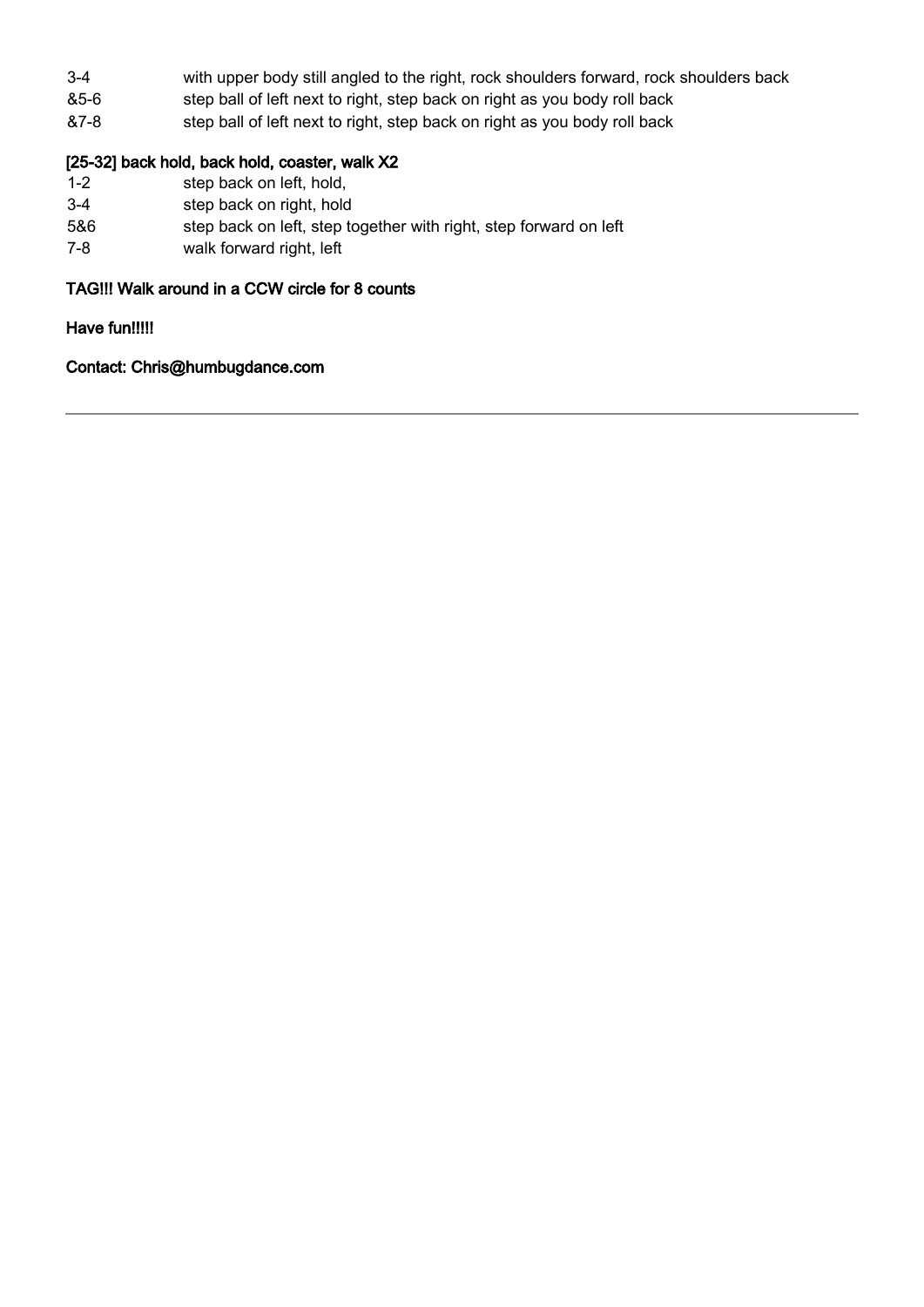| | |
|---|---|
| 3-4 | with upper body still angled to the right, rock shoulders forward, rock shoulders back |
| &5-6 | step ball of left next to right, step back on right as you body roll back |
| &7-8 | step ball of left next to right, step back on right as you body roll back |

**[25-32] back hold, back hold, coaster, walk X2**

| | |
|---|---|
| 1-2 | step back on left, hold, |
| 3-4 | step back on right, hold |
| 5&6 | step back on left, step together with right, step forward on left |
| 7-8 | walk forward right, left |

**TAG!!! Walk around in a CCW circle for 8 counts**

**Have fun!!!!!**

**Contact: Chris@humbugdance.com**

---